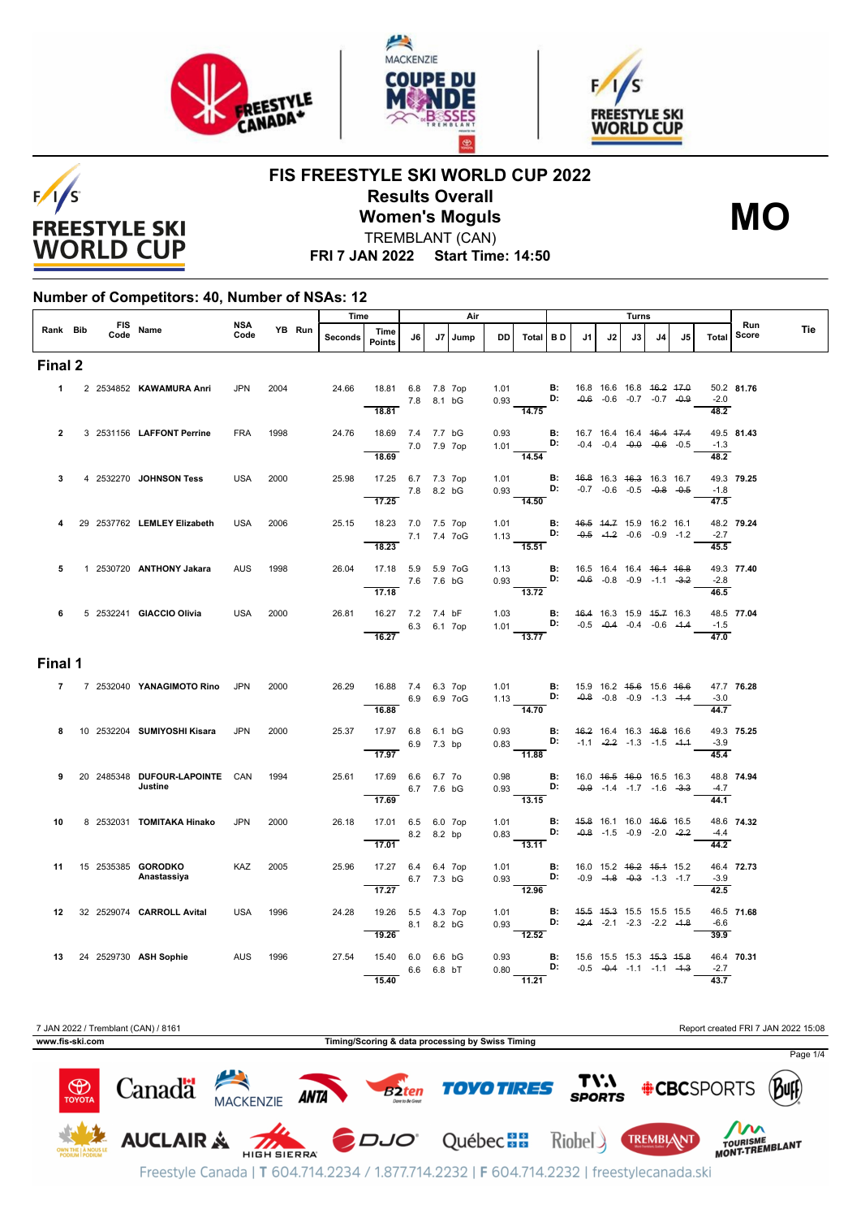# FIS FREESTYLE SKI WORLD CUP 2022

## Results Overall

## Women's Moguls

TREMBLANT (CAN)

**FRI 7 JAN 2022 Start Time: 14:50**

**MO**

### Number of Competitors: 40, Number of NSAs: 12

| Rank | Bib | FIS Code | Name | NSA Code | YB | Run | Time Seconds | Time Points | J6 | J7 | Jump | DD | Air Total | BD | J1 | J2 | J3 | J4 | J5 | Turns Total | Run Score | Tie |
|---|---|---|---|---|---|---|---|---|---|---|---|---|---|---|---|---|---|---|---|---|---|---|
| **Final 2** | | | | | | | | | | | | | | | | | | | | | | |
| 1 | 2 | 2534852 | **KAWAMURA Anri** | JPN | 2004 | | 24.66 | 18.81 | 6.8 | 7.8 | 7op | 1.01 | | B: | 16.8 | 16.6 | 16.8 | ~~16.2~~ | ~~17.0~~ | 50.2 | **81.76** | |
| | | | | | | | | | 7.8 | 8.1 | bG | 0.93 | | D: | ~~-0.6~~ | -0.6 | -0.7 | -0.7 | ~~-0.9~~ | -2.0 | | |
| | | | | | | | | 18.81 | | | | | 14.75 | | | | | | | 48.2 | | |
| 2 | 3 | 2531156 | **LAFFONT Perrine** | FRA | 1998 | | 24.76 | 18.69 | 7.4 | 7.7 | bG | 0.93 | | B: | 16.7 | 16.4 | 16.4 | ~~16.4~~ | ~~17.4~~ | 49.5 | **81.43** | |
| | | | | | | | | | 7.0 | 7.9 | 7op | 1.01 | | D: | -0.4 | -0.4 | ~~-0.0~~ | ~~-0.6~~ | -0.5 | -1.3 | | |
| | | | | | | | | 18.69 | | | | | 14.54 | | | | | | | 48.2 | | |
| 3 | 4 | 2532270 | **JOHNSON Tess** | USA | 2000 | | 25.98 | 17.25 | 6.7 | 7.3 | 7op | 1.01 | | B: | ~~16.8~~ | 16.3 | ~~16.3~~ | 16.3 | 16.7 | 49.3 | **79.25** | |
| | | | | | | | | | 7.8 | 8.2 | bG | 0.93 | | D: | -0.7 | -0.6 | -0.5 | ~~-0.8~~ | ~~-0.5~~ | -1.8 | | |
| | | | | | | | | 17.25 | | | | | 14.50 | | | | | | | 47.5 | | |
| 4 | 29 | 2537762 | **LEMLEY Elizabeth** | USA | 2006 | | 25.15 | 18.23 | 7.0 | 7.5 | 7op | 1.01 | | B: | ~~16.5~~ | ~~14.7~~ | 15.9 | 16.2 | 16.1 | 48.2 | **79.24** | |
| | | | | | | | | | 7.1 | 7.4 | 7oG | 1.13 | | D: | ~~-0.5~~ | ~~-1.2~~ | -0.6 | -0.9 | -1.2 | -2.7 | | |
| | | | | | | | | 18.23 | | | | | 15.51 | | | | | | | 45.5 | | |
| 5 | 1 | 2530720 | **ANTHONY Jakara** | AUS | 1998 | | 26.04 | 17.18 | 5.9 | 5.9 | 7oG | 1.13 | | B: | 16.5 | 16.4 | 16.4 | ~~16.1~~ | ~~16.8~~ | 49.3 | **77.40** | |
| | | | | | | | | | 7.6 | 7.6 | bG | 0.93 | | D: | ~~-0.6~~ | -0.8 | -0.9 | -1.1 | ~~-3.2~~ | -2.8 | | |
| | | | | | | | | 17.18 | | | | | 13.72 | | | | | | | 46.5 | | |
| 6 | 5 | 2532241 | **GIACCIO Olivia** | USA | 2000 | | 26.81 | 16.27 | 7.2 | 7.4 | bF | 1.03 | | B: | ~~16.4~~ | 16.3 | 15.9 | ~~15.7~~ | 16.3 | 48.5 | **77.04** | |
| | | | | | | | | | 6.3 | 6.1 | 7op | 1.01 | | D: | -0.5 | ~~-0.4~~ | -0.4 | -0.6 | ~~-1.4~~ | -1.5 | | |
| | | | | | | | | 16.27 | | | | | 13.77 | | | | | | | 47.0 | | |
| **Final 1** | | | | | | | | | | | | | | | | | | | | | | |
| 7 | 7 | 2532040 | **YANAGIMOTO Rino** | JPN | 2000 | | 26.29 | 16.88 | 7.4 | 6.3 | 7op | 1.01 | | B: | 15.9 | 16.2 | ~~15.6~~ | 15.6 | ~~16.6~~ | 47.7 | **76.28** | |
| | | | | | | | | | 6.9 | 6.9 | 7oG | 1.13 | | D: | ~~-0.8~~ | -0.8 | -0.9 | -1.3 | ~~-1.4~~ | -3.0 | | |
| | | | | | | | | 16.88 | | | | | 14.70 | | | | | | | 44.7 | | |
| 8 | 10 | 2532204 | **SUMIYOSHI Kisara** | JPN | 2000 | | 25.37 | 17.97 | 6.8 | 6.1 | bG | 0.93 | | B: | ~~16.2~~ | 16.4 | 16.3 | ~~16.8~~ | 16.6 | 49.3 | **75.25** | |
| | | | | | | | | | 6.9 | 7.3 | bp | 0.83 | | D: | -1.1 | ~~-2.2~~ | -1.3 | -1.5 | ~~-1.1~~ | -3.9 | | |
| | | | | | | | | 17.97 | | | | | 11.88 | | | | | | | 45.4 | | |
| 9 | 20 | 2485348 | **DUFOUR-LAPOINTE Justine** | CAN | 1994 | | 25.61 | 17.69 | 6.6 | 6.7 | 7o | 0.98 | | B: | 16.0 | ~~16.5~~ | ~~16.0~~ | 16.5 | 16.3 | 48.8 | **74.94** | |
| | | | | | | | | | 6.7 | 7.6 | bG | 0.93 | | D: | ~~-0.9~~ | -1.4 | -1.7 | -1.6 | ~~-3.3~~ | -4.7 | | |
| | | | | | | | | 17.69 | | | | | 13.15 | | | | | | | 44.1 | | |
| 10 | 8 | 2532031 | **TOMITAKA Hinako** | JPN | 2000 | | 26.18 | 17.01 | 6.5 | 6.0 | 7op | 1.01 | | B: | ~~15.8~~ | 16.1 | 16.0 | ~~16.6~~ | 16.5 | 48.6 | **74.32** | |
| | | | | | | | | | 8.2 | 8.2 | bp | 0.83 | | D: | ~~-0.8~~ | -1.5 | -0.9 | -2.0 | ~~-2.2~~ | -4.4 | | |
| | | | | | | | | 17.01 | | | | | 13.11 | | | | | | | 44.2 | | |
| 11 | 15 | 2535385 | **GORODKO Anastassiya** | KAZ | 2005 | | 25.96 | 17.27 | 6.4 | 6.4 | 7op | 1.01 | | B: | 16.0 | 15.2 | ~~16.2~~ | ~~15.1~~ | 15.2 | 46.4 | **72.73** | |
| | | | | | | | | | 6.7 | 7.3 | bG | 0.93 | | D: | -0.9 | ~~-1.8~~ | ~~-0.3~~ | -1.3 | -1.7 | -3.9 | | |
| | | | | | | | | 17.27 | | | | | 12.96 | | | | | | | 42.5 | | |
| 12 | 32 | 2529074 | **CARROLL Avital** | USA | 1996 | | 24.28 | 19.26 | 5.5 | 4.3 | 7op | 1.01 | | B: | ~~15.5~~ | ~~15.3~~ | 15.5 | 15.5 | 15.5 | 46.5 | **71.68** | |
| | | | | | | | | | 8.1 | 8.2 | bG | 0.93 | | D: | ~~-2.4~~ | -2.1 | -2.3 | -2.2 | ~~-1.8~~ | -6.6 | | |
| | | | | | | | | 19.26 | | | | | 12.52 | | | | | | | 39.9 | | |
| 13 | 24 | 2529730 | **ASH Sophie** | AUS | 1996 | | 27.54 | 15.40 | 6.0 | 6.6 | bG | 0.93 | | B: | 15.6 | 15.5 | 15.3 | ~~15.3~~ | ~~15.8~~ | 46.4 | **70.31** | |
| | | | | | | | | | 6.6 | 6.8 | bT | 0.80 | | D: | -0.5 | ~~-0.4~~ | -1.1 | -1.1 | ~~-1.3~~ | -2.7 | | |
| | | | | | | | | 15.40 | | | | | 11.21 | | | | | | | 43.7 | | |

7 JAN 2022 / Tremblant (CAN) / 8161 — Report created FRI 7 JAN 2022 15:08

www.fis-ski.com — Timing/Scoring & data processing by Swiss Timing

Freestyle Canada | T 604.714.2234 / 1.877.714.2232 | F 604.714.2232 | freestylecanada.ski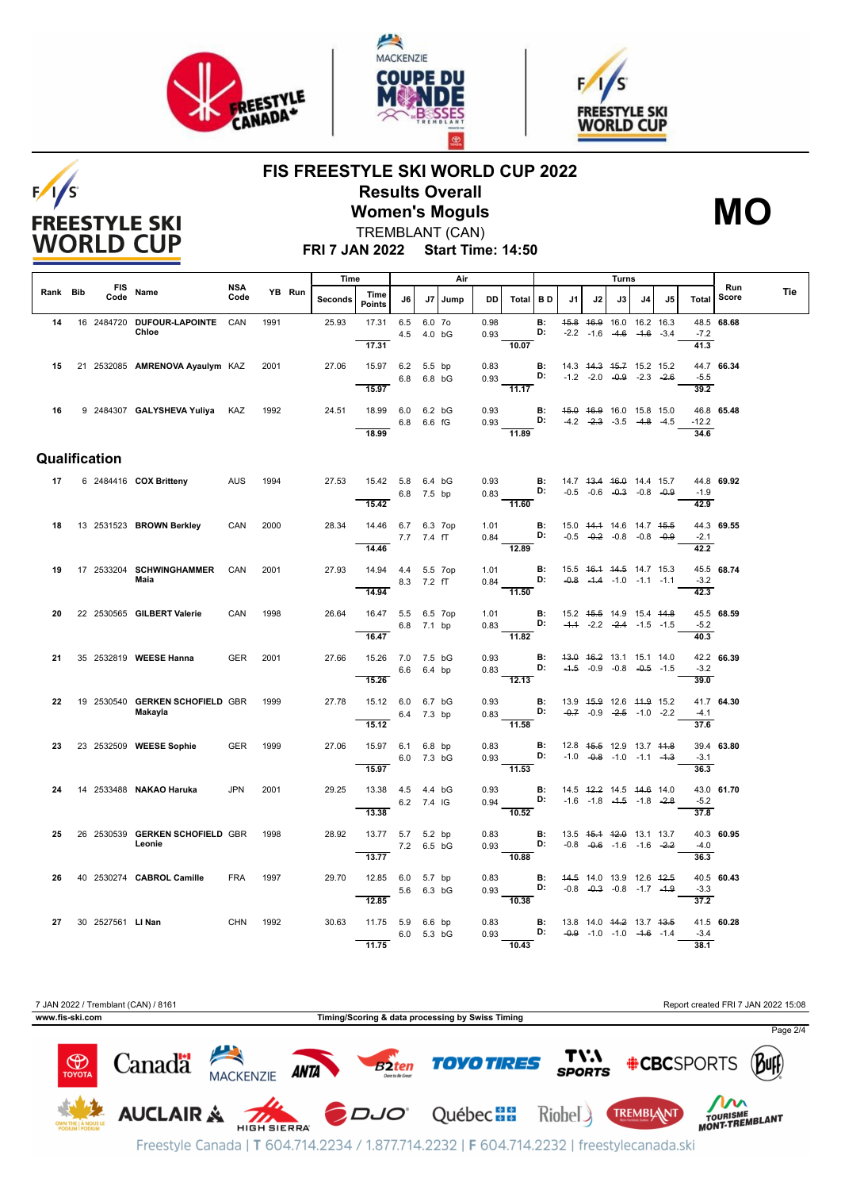# FIS FREESTYLE SKI WORLD CUP 2022

## Results Overall

## Women's Moguls

**MO**

TREMBLANT (CAN)

**FRI 7 JAN 2022 Start Time: 14:50**

| Rank | Bib | FIS Code | Name | NSA Code | YB | Run | Time Seconds | Time Points | J6 | J7 | Jump | DD | Total | B D | J1 | J2 | J3 | J4 | J5 | Total | Run Score | Tie |
|---|---|---|---|---|---|---|---|---|---|---|---|---|---|---|---|---|---|---|---|---|---|---|
| 14 | 16 | 2484720 | DUFOUR-LAPOINTE Chloe | CAN | 1991 | | 25.93 | 17.31 | 6.5 | 6.0 | 7o | 0.98 | | B: | ~~15.8~~ | ~~16.9~~ | 16.0 | 16.2 | 16.3 | 48.5 | 68.68 | |
| | | | | | | | | | 4.5 | 4.0 | bG | 0.93 | | D: | -2.2 | -1.6 | ~~-4.6~~ | ~~-1.6~~ | -3.4 | -7.2 | | |
| | | | | | | | | 17.31 | | | | | 10.07 | | | | | | | 41.3 | | |
| 15 | 21 | 2532085 | AMRENOVA Ayaulym | KAZ | 2001 | | 27.06 | 15.97 | 6.2 | 5.5 | bp | 0.83 | | B: | 14.3 | ~~14.3~~ | ~~15.7~~ | 15.2 | 15.2 | 44.7 | 66.34 | |
| | | | | | | | | | 6.8 | 6.8 | bG | 0.93 | | D: | -1.2 | -2.0 | ~~-0.9~~ | -2.3 | ~~-2.6~~ | -5.5 | | |
| | | | | | | | | 15.97 | | | | | 11.17 | | | | | | | 39.2 | | |
| 16 | 9 | 2484307 | GALYSHEVA Yuliya | KAZ | 1992 | | 24.51 | 18.99 | 6.0 | 6.2 | bG | 0.93 | | B: | ~~15.0~~ | ~~16.9~~ | 16.0 | 15.8 | 15.0 | 46.8 | 65.48 | |
| | | | | | | | | | 6.8 | 6.6 | fG | 0.93 | | D: | -4.2 | ~~-2.3~~ | -3.5 | ~~-4.8~~ | -4.5 | -12.2 | | |
| | | | | | | | | 18.99 | | | | | 11.89 | | | | | | | 34.6 | | |

## Qualification

| Rank | Bib | FIS Code | Name | NSA Code | YB | Run | Time Seconds | Time Points | J6 | J7 | Jump | DD | Total | B D | J1 | J2 | J3 | J4 | J5 | Total | Run Score | Tie |
|---|---|---|---|---|---|---|---|---|---|---|---|---|---|---|---|---|---|---|---|---|---|---|
| 17 | 6 | 2484416 | COX Britteny | AUS | 1994 | | 27.53 | 15.42 | 5.8 | 6.4 | bG | 0.93 | | B: | 14.7 | ~~13.4~~ | ~~16.0~~ | 14.4 | 15.7 | 44.8 | 69.92 | |
| | | | | | | | | | 6.8 | 7.5 | bp | 0.83 | | D: | -0.5 | -0.6 | ~~-0.3~~ | -0.8 | ~~-0.9~~ | -1.9 | | |
| | | | | | | | | 15.42 | | | | | 11.60 | | | | | | | 42.9 | | |
| 18 | 13 | 2531523 | BROWN Berkley | CAN | 2000 | | 28.34 | 14.46 | 6.7 | 6.3 | 7op | 1.01 | | B: | 15.0 | ~~14.1~~ | 14.6 | 14.7 | ~~15.5~~ | 44.3 | 69.55 | |
| | | | | | | | | | 7.7 | 7.4 | fT | 0.84 | | D: | -0.5 | ~~-0.2~~ | -0.8 | -0.8 | ~~-0.9~~ | -2.1 | | |
| | | | | | | | | 14.46 | | | | | 12.89 | | | | | | | 42.2 | | |
| 19 | 17 | 2533204 | SCHWINGHAMMER Maia | CAN | 2001 | | 27.93 | 14.94 | 4.4 | 5.5 | 7op | 1.01 | | B: | 15.5 | ~~16.1~~ | ~~14.5~~ | 14.7 | 15.3 | 45.5 | 68.74 | |
| | | | | | | | | | 8.3 | 7.2 | fT | 0.84 | | D: | ~~-0.8~~ | ~~-1.4~~ | -1.0 | -1.1 | -1.1 | -3.2 | | |
| | | | | | | | | 14.94 | | | | | 11.50 | | | | | | | 42.3 | | |
| 20 | 22 | 2530565 | GILBERT Valerie | CAN | 1998 | | 26.64 | 16.47 | 5.5 | 6.5 | 7op | 1.01 | | B: | 15.2 | ~~15.5~~ | 14.9 | 15.4 | ~~14.8~~ | 45.5 | 68.59 | |
| | | | | | | | | | 6.8 | 7.1 | bp | 0.83 | | D: | ~~-1.1~~ | -2.2 | ~~-2.4~~ | -1.5 | -1.5 | -5.2 | | |
| | | | | | | | | 16.47 | | | | | 11.82 | | | | | | | 40.3 | | |
| 21 | 35 | 2532819 | WEESE Hanna | GER | 2001 | | 27.66 | 15.26 | 7.0 | 7.5 | bG | 0.93 | | B: | ~~13.0~~ | ~~16.2~~ | 13.1 | 15.1 | 14.0 | 42.2 | 66.39 | |
| | | | | | | | | | 6.6 | 6.4 | bp | 0.83 | | D: | ~~-1.5~~ | -0.9 | -0.8 | ~~-0.5~~ | -1.5 | -3.2 | | |
| | | | | | | | | 15.26 | | | | | 12.13 | | | | | | | 39.0 | | |
| 22 | 19 | 2530540 | GERKEN SCHOFIELD Makayla | GBR | 1999 | | 27.78 | 15.12 | 6.0 | 6.7 | bG | 0.93 | | B: | 13.9 | ~~15.9~~ | 12.6 | ~~11.9~~ | 15.2 | 41.7 | 64.30 | |
| | | | | | | | | | 6.4 | 7.3 | bp | 0.83 | | D: | ~~-0.7~~ | -0.9 | ~~-2.5~~ | -1.0 | -2.2 | -4.1 | | |
| | | | | | | | | 15.12 | | | | | 11.58 | | | | | | | 37.6 | | |
| 23 | 23 | 2532509 | WEESE Sophie | GER | 1999 | | 27.06 | 15.97 | 6.1 | 6.8 | bp | 0.83 | | B: | 12.8 | ~~15.5~~ | 12.9 | 13.7 | ~~11.8~~ | 39.4 | 63.80 | |
| | | | | | | | | | 6.0 | 7.3 | bG | 0.93 | | D: | -1.0 | ~~-0.8~~ | -1.0 | -1.1 | ~~-1.3~~ | -3.1 | | |
| | | | | | | | | 15.97 | | | | | 11.53 | | | | | | | 36.3 | | |
| 24 | 14 | 2533488 | NAKAO Haruka | JPN | 2001 | | 29.25 | 13.38 | 4.5 | 4.4 | bG | 0.93 | | B: | 14.5 | ~~12.2~~ | 14.5 | ~~14.6~~ | 14.0 | 43.0 | 61.70 | |
| | | | | | | | | | 6.2 | 7.4 | lG | 0.94 | | D: | -1.6 | -1.8 | ~~-1.5~~ | -1.8 | ~~-2.8~~ | -5.2 | | |
| | | | | | | | | 13.38 | | | | | 10.52 | | | | | | | 37.8 | | |
| 25 | 26 | 2530539 | GERKEN SCHOFIELD Leonie | GBR | 1998 | | 28.92 | 13.77 | 5.7 | 5.2 | bp | 0.83 | | B: | 13.5 | ~~15.1~~ | ~~12.0~~ | 13.1 | 13.7 | 40.3 | 60.95 | |
| | | | | | | | | | 7.2 | 6.5 | bG | 0.93 | | D: | -0.8 | ~~-0.6~~ | -1.6 | -1.6 | ~~-2.2~~ | -4.0 | | |
| | | | | | | | | 13.77 | | | | | 10.88 | | | | | | | 36.3 | | |
| 26 | 40 | 2530274 | CABROL Camille | FRA | 1997 | | 29.70 | 12.85 | 6.0 | 5.7 | bp | 0.83 | | B: | ~~14.5~~ | 14.0 | 13.9 | 12.6 | ~~12.5~~ | 40.5 | 60.43 | |
| | | | | | | | | | 5.6 | 6.3 | bG | 0.93 | | D: | -0.8 | ~~-0.3~~ | -0.8 | -1.7 | ~~-1.9~~ | -3.3 | | |
| | | | | | | | | 12.85 | | | | | 10.38 | | | | | | | 37.2 | | |
| 27 | 30 | 2527561 | LI Nan | CHN | 1992 | | 30.63 | 11.75 | 5.9 | 6.6 | bp | 0.83 | | B: | 13.8 | 14.0 | ~~14.2~~ | 13.7 | ~~13.5~~ | 41.5 | 60.28 | |
| | | | | | | | | | 6.0 | 5.3 | bG | 0.93 | | D: | ~~-0.9~~ | -1.0 | -1.0 | ~~-1.6~~ | -1.4 | -3.4 | | |
| | | | | | | | | 11.75 | | | | | 10.43 | | | | | | | 38.1 | | |

7 JAN 2022 / Tremblant (CAN) / 8161 — Report created FRI 7 JAN 2022 15:08

www.fis-ski.com — Timing/Scoring & data processing by Swiss Timing

Freestyle Canada | T 604.714.2234 / 1.877.714.2232 | F 604.714.2232 | freestylecanada.ski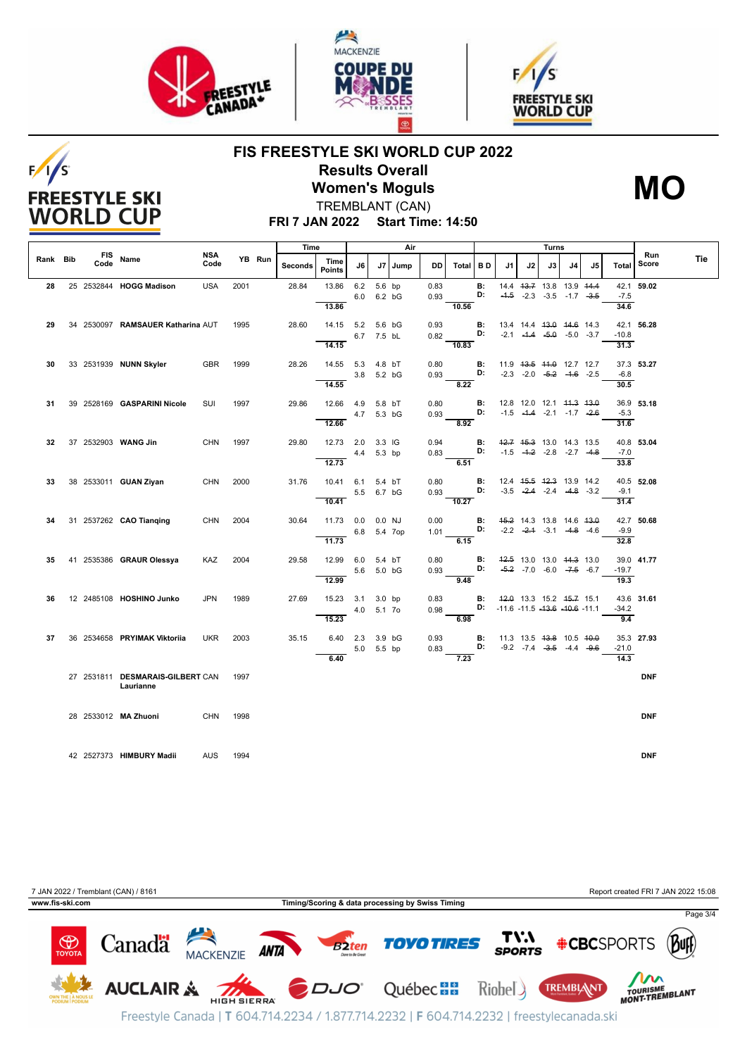# FIS FREESTYLE SKI WORLD CUP 2022

## Results Overall

## Women's Moguls

TREMBLANT (CAN)

**FRI 7 JAN 2022 Start Time: 14:50**

**MO**

| Rank | Bib | FIS Code | Name | NSA Code | YB | Run | Time Seconds | Time Points | Air J6 | Air J7 | Jump | DD | Total | B D | J1 | J2 | J3 | J4 | J5 | Total | Run Score | Tie |
|---|---|---|---|---|---|---|---|---|---|---|---|---|---|---|---|---|---|---|---|---|---|---|
| 28 | 25 | 2532844 | **HOGG Madison** | USA | 2001 | | 28.84 | 13.86 | 6.2 | 5.6 | bp | 0.83 | | B: | 14.4 | ~~13.7~~ | 13.8 | 13.9 | ~~14.4~~ | 42.1 | **59.02** | |
| | | | | | | | | | 6.0 | 6.2 | bG | 0.93 | | D: | ~~-1.5~~ | -2.3 | -3.5 | -1.7 | ~~-3.5~~ | -7.5 | | |
| | | | | | | | | 13.86 | | | | | 10.56 | | | | | | | 34.6 | | |
| 29 | 34 | 2530097 | **RAMSAUER Katharina** | AUT | 1995 | | 28.60 | 14.15 | 5.2 | 5.6 | bG | 0.93 | | B: | 13.4 | 14.4 | ~~13.0~~ | ~~14.6~~ | 14.3 | 42.1 | **56.28** | |
| | | | | | | | | | 6.7 | 7.5 | bL | 0.82 | | D: | -2.1 | ~~-1.4~~ | ~~-5.0~~ | -5.0 | -3.7 | -10.8 | | |
| | | | | | | | | 14.15 | | | | | 10.83 | | | | | | | 31.3 | | |
| 30 | 33 | 2531939 | **NUNN Skyler** | GBR | 1999 | | 28.26 | 14.55 | 5.3 | 4.8 | bT | 0.80 | | B: | 11.9 | ~~13.5~~ | ~~11.0~~ | 12.7 | 12.7 | 37.3 | **53.27** | |
| | | | | | | | | | 3.8 | 5.2 | bG | 0.93 | | D: | -2.3 | -2.0 | ~~-5.2~~ | ~~-1.6~~ | -2.5 | -6.8 | | |
| | | | | | | | | 14.55 | | | | | 8.22 | | | | | | | 30.5 | | |
| 31 | 39 | 2528169 | **GASPARINI Nicole** | SUI | 1997 | | 29.86 | 12.66 | 4.9 | 5.8 | bT | 0.80 | | B: | 12.8 | 12.0 | 12.1 | ~~11.3~~ | ~~13.0~~ | 36.9 | **53.18** | |
| | | | | | | | | | 4.7 | 5.3 | bG | 0.93 | | D: | -1.5 | ~~-1.4~~ | -2.1 | -1.7 | ~~-2.6~~ | -5.3 | | |
| | | | | | | | | 12.66 | | | | | 8.92 | | | | | | | 31.6 | | |
| 32 | 37 | 2532903 | **WANG Jin** | CHN | 1997 | | 29.80 | 12.73 | 2.0 | 3.3 | lG | 0.94 | | B: | ~~12.7~~ | ~~15.3~~ | 13.0 | 14.3 | 13.5 | 40.8 | **53.04** | |
| | | | | | | | | | 4.4 | 5.3 | bp | 0.83 | | D: | -1.5 | ~~-1.2~~ | -2.8 | -2.7 | ~~-4.8~~ | -7.0 | | |
| | | | | | | | | 12.73 | | | | | 6.51 | | | | | | | 33.8 | | |
| 33 | 38 | 2533011 | **GUAN Ziyan** | CHN | 2000 | | 31.76 | 10.41 | 6.1 | 5.4 | bT | 0.80 | | B: | 12.4 | ~~15.5~~ | ~~12.3~~ | 13.9 | 14.2 | 40.5 | **52.08** | |
| | | | | | | | | | 5.5 | 6.7 | bG | 0.93 | | D: | -3.5 | ~~-2.4~~ | -2.4 | ~~-4.8~~ | -3.2 | -9.1 | | |
| | | | | | | | | 10.41 | | | | | 10.27 | | | | | | | 31.4 | | |
| 34 | 31 | 2537262 | **CAO Tianqing** | CHN | 2004 | | 30.64 | 11.73 | 0.0 | 0.0 | NJ | 0.00 | | B: | ~~15.2~~ | 14.3 | 13.8 | 14.6 | ~~13.0~~ | 42.7 | **50.68** | |
| | | | | | | | | | 6.8 | 5.4 | 7op | 1.01 | | D: | -2.2 | ~~-2.1~~ | -3.1 | ~~-4.8~~ | -4.6 | -9.9 | | |
| | | | | | | | | 11.73 | | | | | 6.15 | | | | | | | 32.8 | | |
| 35 | 41 | 2535386 | **GRAUR Olessya** | KAZ | 2004 | | 29.58 | 12.99 | 6.0 | 5.4 | bT | 0.80 | | B: | ~~12.5~~ | 13.0 | 13.0 | ~~14.3~~ | 13.0 | 39.0 | **41.77** | |
| | | | | | | | | | 5.6 | 5.0 | bG | 0.93 | | D: | ~~-5.2~~ | -7.0 | -6.0 | ~~-7.5~~ | -6.7 | -19.7 | | |
| | | | | | | | | 12.99 | | | | | 9.48 | | | | | | | 19.3 | | |
| 36 | 12 | 2485108 | **HOSHINO Junko** | JPN | 1989 | | 27.69 | 15.23 | 3.1 | 3.0 | bp | 0.83 | | B: | ~~12.0~~ | 13.3 | 15.2 | ~~15.7~~ | 15.1 | 43.6 | **31.61** | |
| | | | | | | | | | 4.0 | 5.1 | 7o | 0.98 | | D: | -11.6 | -11.5 | ~~-13.6~~ | ~~-10.6~~ | -11.1 | -34.2 | | |
| | | | | | | | | 15.23 | | | | | 6.98 | | | | | | | 9.4 | | |
| 37 | 36 | 2534658 | **PRYIMAK Viktoriia** | UKR | 2003 | | 35.15 | 6.40 | 2.3 | 3.9 | bG | 0.93 | | B: | 11.3 | 13.5 | ~~13.8~~ | 10.5 | ~~10.0~~ | 35.3 | **27.93** | |
| | | | | | | | | | 5.0 | 5.5 | bp | 0.83 | | D: | -9.2 | -7.4 | ~~-3.5~~ | -4.4 | ~~-9.6~~ | -21.0 | | |
| | | | | | | | | 6.40 | | | | | 7.23 | | | | | | | 14.3 | | |
| | 27 | 2531811 | **DESMARAIS-GILBERT Laurianne** | CAN | 1997 | | | | | | | | | | | | | | | | **DNF** | |
| | 28 | 2533012 | **MA Zhuoni** | CHN | 1998 | | | | | | | | | | | | | | | | **DNF** | |
| | 42 | 2527373 | **HIMBURY Madii** | AUS | 1994 | | | | | | | | | | | | | | | | **DNF** | |

7 JAN 2022 / Tremblant (CAN) / 8161 — Report created FRI 7 JAN 2022 15:08

www.fis-ski.com — Timing/Scoring & data processing by Swiss Timing

Freestyle Canada | T 604.714.2234 / 1.877.714.2232 | F 604.714.2232 | freestylecanada.ski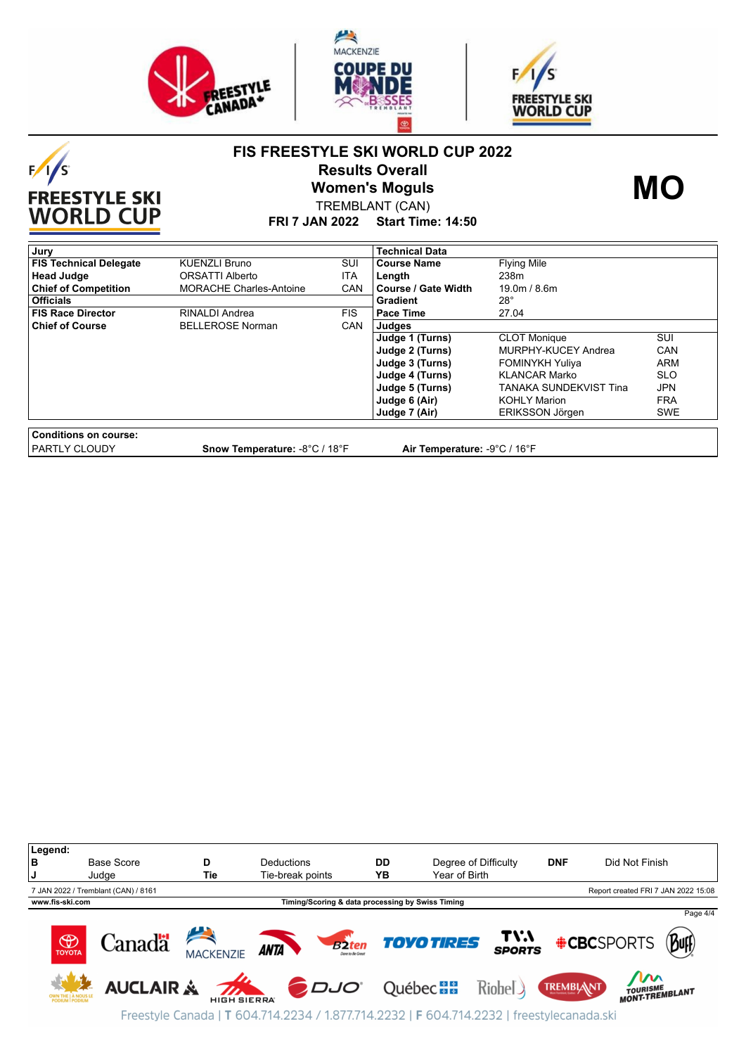# FIS FREESTYLE SKI WORLD CUP 2022

## Results Overall

## Women's Moguls

**MO**

TREMBLANT (CAN)

**FRI 7 JAN 2022 Start Time: 14:50**

| Jury | | | Technical Data | | |
|---|---|---|---|---|---|
| **FIS Technical Delegate** | KUENZLI Bruno | SUI | **Course Name** | Flying Mile | |
| **Head Judge** | ORSATTI Alberto | ITA | **Length** | 238m | |
| **Chief of Competition** | MORACHE Charles-Antoine | CAN | **Course / Gate Width** | 19.0m / 8.6m | |
| **Officials** | | | **Gradient** | 28° | |
| **FIS Race Director** | RINALDI Andrea | FIS | **Pace Time** | 27.04 | |
| **Chief of Course** | BELLEROSE Norman | CAN | **Judges** | | |
| | | | **Judge 1 (Turns)** | CLOT Monique | SUI |
| | | | **Judge 2 (Turns)** | MURPHY-KUCEY Andrea | CAN |
| | | | **Judge 3 (Turns)** | FOMINYKH Yuliya | ARM |
| | | | **Judge 4 (Turns)** | KLANCAR Marko | SLO |
| | | | **Judge 5 (Turns)** | TANAKA SUNDEKVIST Tina | JPN |
| | | | **Judge 6 (Air)** | KOHLY Marion | FRA |
| | | | **Judge 7 (Air)** | ERIKSSON Jörgen | SWE |

**Conditions on course:**

PARTLY CLOUDY **Snow Temperature: -8°C / 18°F** **Air Temperature: -9°C / 16°F**

**Legend:**

| | | | | | | | |
|---|---|---|---|---|---|---|---|
| **B** | Base Score | **D** | Deductions | **DD** | Degree of Difficulty | **DNF** | Did Not Finish |
| **J** | Judge | **Tie** | Tie-break points | **YB** | Year of Birth | | |

7 JAN 2022 / Tremblant (CAN) / 8161

Report created FRI 7 JAN 2022 15:08

www.fis-ski.com

Timing/Scoring & data processing by Swiss Timing

Freestyle Canada | T 604.714.2234 / 1.877.714.2232 | F 604.714.2232 | freestylecanada.ski